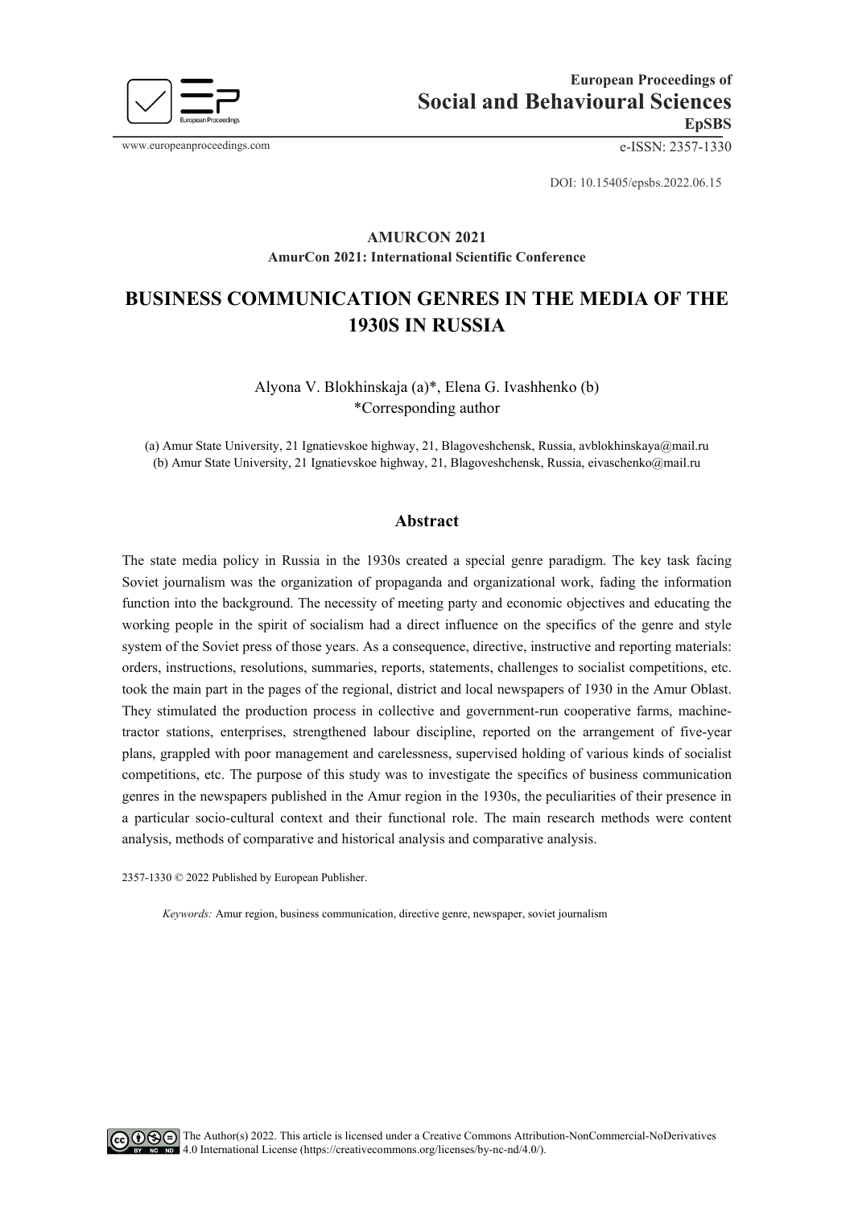European Proceedings of
Social and Behavioural Sciences
EpSBS

www.europeanproceedings.com e-ISSN: 2357-1330

DOI: 10.15405/epsbs.2022.06.15

**AMURCON 2021**
**AmurCon 2021: International Scientific Conference**

# BUSINESS COMMUNICATION GENRES IN THE MEDIA OF THE 1930S IN RUSSIA

Alyona V. Blokhinskaja (a)*, Elena G. Ivashhenko (b)
*Corresponding author

(a) Amur State University, 21 Ignatievskoe highway, 21, Blagoveshchensk, Russia, avblokhinskaya@mail.ru
(b) Amur State University, 21 Ignatievskoe highway, 21, Blagoveshchensk, Russia, eivaschenko@mail.ru

## Abstract

The state media policy in Russia in the 1930s created a special genre paradigm. The key task facing Soviet journalism was the organization of propaganda and organizational work, fading the information function into the background. The necessity of meeting party and economic objectives and educating the working people in the spirit of socialism had a direct influence on the specifics of the genre and style system of the Soviet press of those years. As a consequence, directive, instructive and reporting materials: orders, instructions, resolutions, summaries, reports, statements, challenges to socialist competitions, etc. took the main part in the pages of the regional, district and local newspapers of 1930 in the Amur Oblast. They stimulated the production process in collective and government-run cooperative farms, machine-tractor stations, enterprises, strengthened labour discipline, reported on the arrangement of five-year plans, grappled with poor management and carelessness, supervised holding of various kinds of socialist competitions, etc. The purpose of this study was to investigate the specifics of business communication genres in the newspapers published in the Amur region in the 1930s, the peculiarities of their presence in a particular socio-cultural context and their functional role. The main research methods were content analysis, methods of comparative and historical analysis and comparative analysis.

2357-1330 © 2022 Published by European Publisher.

*Keywords:* Amur region, business communication, directive genre, newspaper, soviet journalism

The Author(s) 2022. This article is licensed under a Creative Commons Attribution-NonCommercial-NoDerivatives 4.0 International License (https://creativecommons.org/licenses/by-nc-nd/4.0/).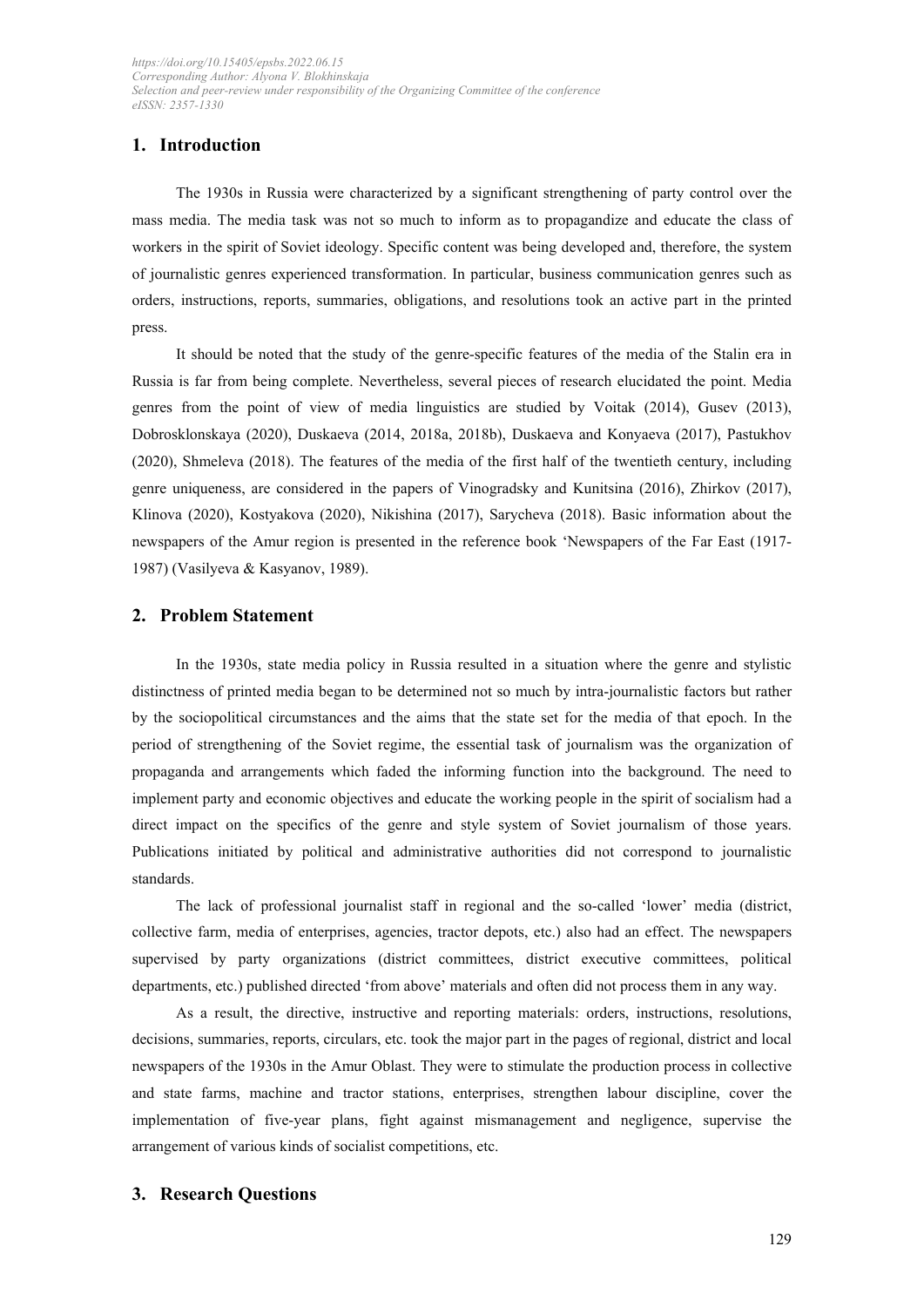## 1. Introduction

The 1930s in Russia were characterized by a significant strengthening of party control over the mass media. The media task was not so much to inform as to propagandize and educate the class of workers in the spirit of Soviet ideology. Specific content was being developed and, therefore, the system of journalistic genres experienced transformation. In particular, business communication genres such as orders, instructions, reports, summaries, obligations, and resolutions took an active part in the printed press.

It should be noted that the study of the genre-specific features of the media of the Stalin era in Russia is far from being complete. Nevertheless, several pieces of research elucidated the point. Media genres from the point of view of media linguistics are studied by Voitak (2014), Gusev (2013), Dobrosklonskaya (2020), Duskaeva (2014, 2018a, 2018b), Duskaeva and Konyaeva (2017), Pastukhov (2020), Shmeleva (2018). The features of the media of the first half of the twentieth century, including genre uniqueness, are considered in the papers of Vinogradsky and Kunitsina (2016), Zhirkov (2017), Klinova (2020), Kostyakova (2020), Nikishina (2017), Sarycheva (2018). Basic information about the newspapers of the Amur region is presented in the reference book 'Newspapers of the Far East (1917-1987) (Vasilyeva & Kasyanov, 1989).

## 2. Problem Statement

In the 1930s, state media policy in Russia resulted in a situation where the genre and stylistic distinctness of printed media began to be determined not so much by intra-journalistic factors but rather by the sociopolitical circumstances and the aims that the state set for the media of that epoch. In the period of strengthening of the Soviet regime, the essential task of journalism was the organization of propaganda and arrangements which faded the informing function into the background. The need to implement party and economic objectives and educate the working people in the spirit of socialism had a direct impact on the specifics of the genre and style system of Soviet journalism of those years. Publications initiated by political and administrative authorities did not correspond to journalistic standards.

The lack of professional journalist staff in regional and the so-called 'lower' media (district, collective farm, media of enterprises, agencies, tractor depots, etc.) also had an effect. The newspapers supervised by party organizations (district committees, district executive committees, political departments, etc.) published directed 'from above' materials and often did not process them in any way.

As a result, the directive, instructive and reporting materials: orders, instructions, resolutions, decisions, summaries, reports, circulars, etc. took the major part in the pages of regional, district and local newspapers of the 1930s in the Amur Oblast. They were to stimulate the production process in collective and state farms, machine and tractor stations, enterprises, strengthen labour discipline, cover the implementation of five-year plans, fight against mismanagement and negligence, supervise the arrangement of various kinds of socialist competitions, etc.

## 3. Research Questions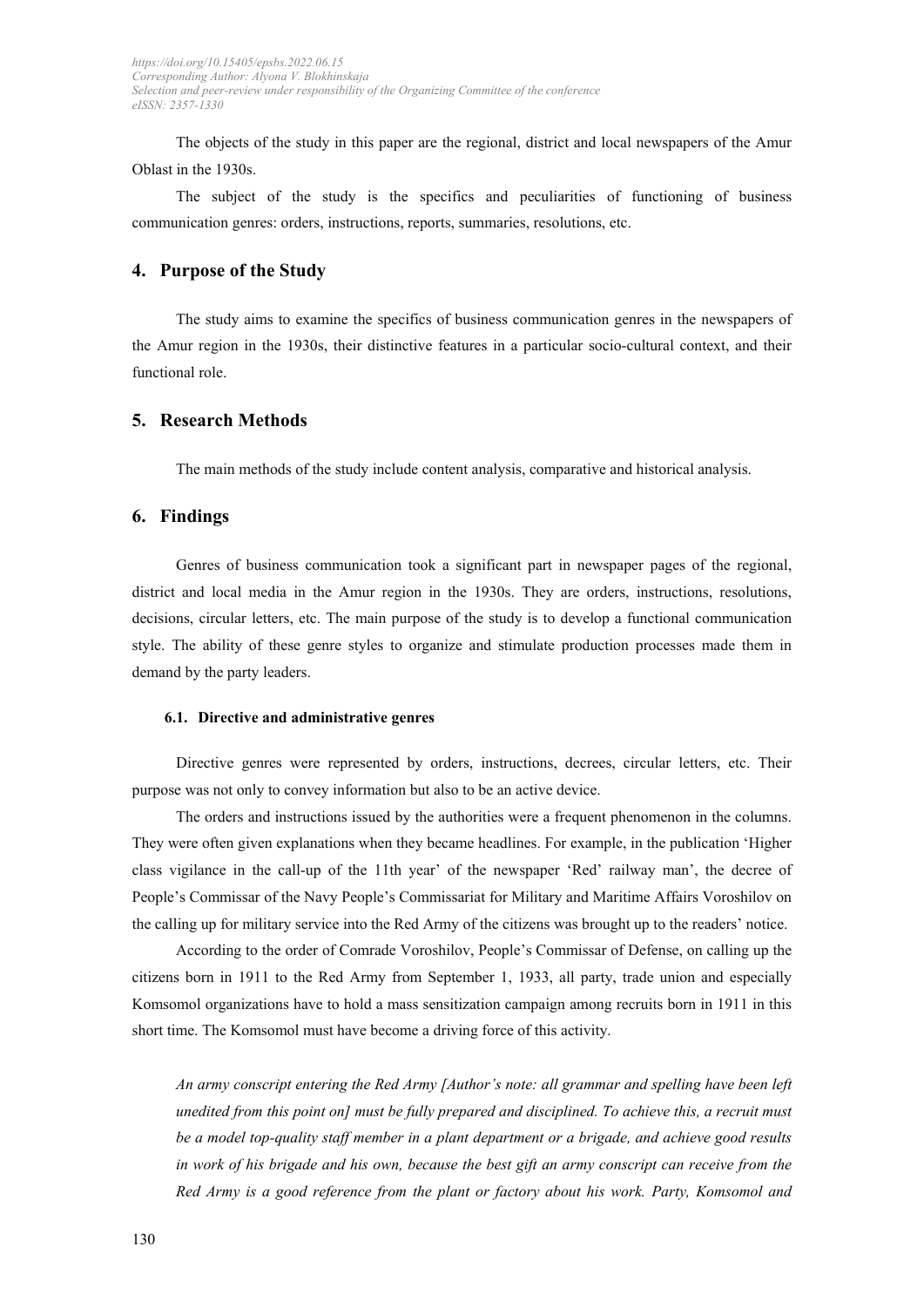The objects of the study in this paper are the regional, district and local newspapers of the Amur Oblast in the 1930s.

The subject of the study is the specifics and peculiarities of functioning of business communication genres: orders, instructions, reports, summaries, resolutions, etc.

## 4. Purpose of the Study

The study aims to examine the specifics of business communication genres in the newspapers of the Amur region in the 1930s, their distinctive features in a particular socio-cultural context, and their functional role.

## 5. Research Methods

The main methods of the study include content analysis, comparative and historical analysis.

## 6. Findings

Genres of business communication took a significant part in newspaper pages of the regional, district and local media in the Amur region in the 1930s. They are orders, instructions, resolutions, decisions, circular letters, etc. The main purpose of the study is to develop a functional communication style. The ability of these genre styles to organize and stimulate production processes made them in demand by the party leaders.

### 6.1. Directive and administrative genres

Directive genres were represented by orders, instructions, decrees, circular letters, etc. Their purpose was not only to convey information but also to be an active device.

The orders and instructions issued by the authorities were a frequent phenomenon in the columns. They were often given explanations when they became headlines. For example, in the publication 'Higher class vigilance in the call-up of the 11th year' of the newspaper 'Red' railway man', the decree of People's Commissar of the Navy People's Commissariat for Military and Maritime Affairs Voroshilov on the calling up for military service into the Red Army of the citizens was brought up to the readers' notice.

According to the order of Comrade Voroshilov, People's Commissar of Defense, on calling up the citizens born in 1911 to the Red Army from September 1, 1933, all party, trade union and especially Komsomol organizations have to hold a mass sensitization campaign among recruits born in 1911 in this short time. The Komsomol must have become a driving force of this activity.

*An army conscript entering the Red Army [Author's note: all grammar and spelling have been left unedited from this point on] must be fully prepared and disciplined. To achieve this, a recruit must be a model top-quality staff member in a plant department or a brigade, and achieve good results in work of his brigade and his own, because the best gift an army conscript can receive from the Red Army is a good reference from the plant or factory about his work. Party, Komsomol and*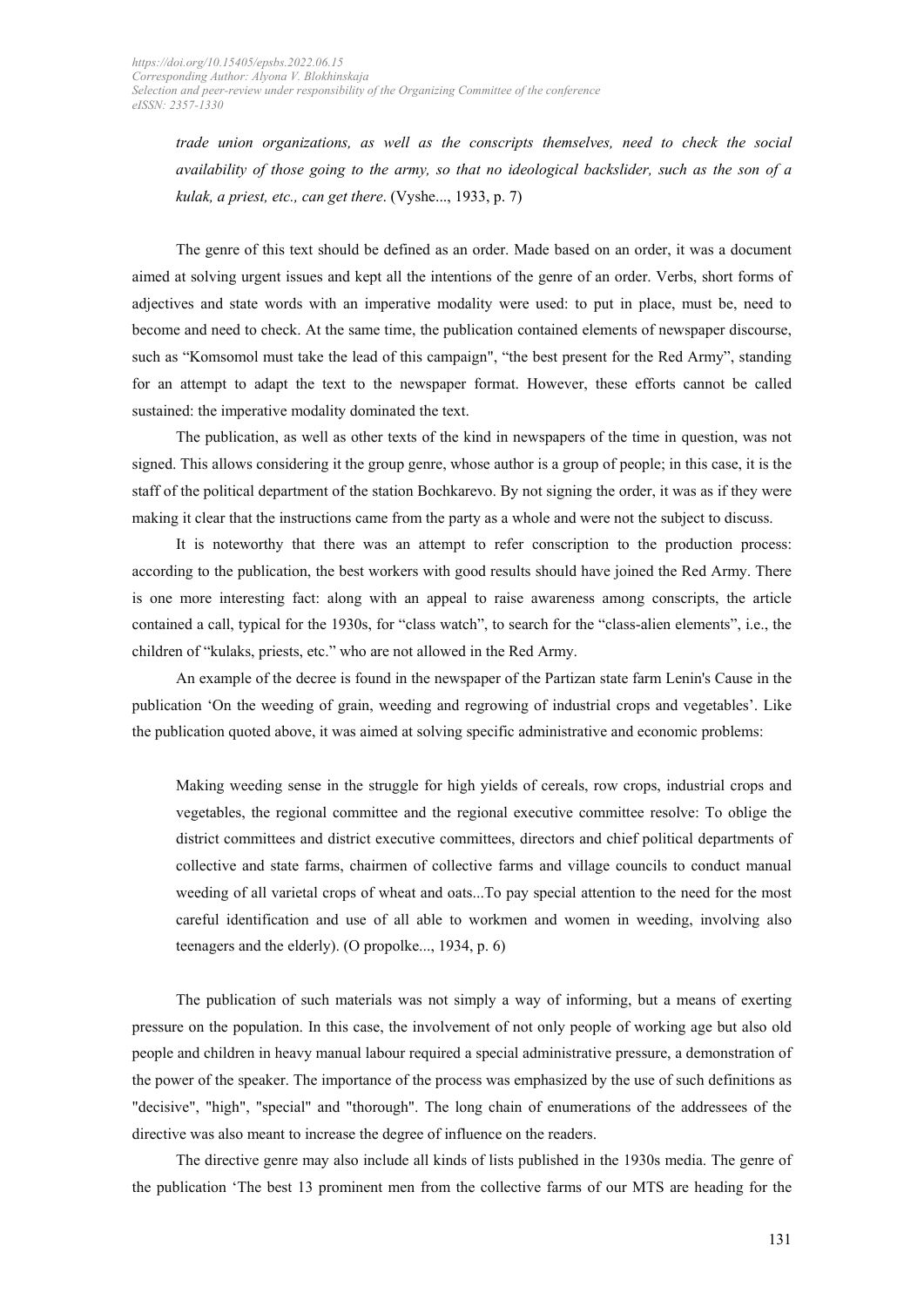*trade union organizations, as well as the conscripts themselves, need to check the social availability of those going to the army, so that no ideological backslider, such as the son of a kulak, a priest, etc., can get there*. (Vyshe..., 1933, p. 7)

The genre of this text should be defined as an order. Made based on an order, it was a document aimed at solving urgent issues and kept all the intentions of the genre of an order. Verbs, short forms of adjectives and state words with an imperative modality were used: to put in place, must be, need to become and need to check. At the same time, the publication contained elements of newspaper discourse, such as "Komsomol must take the lead of this campaign", "the best present for the Red Army", standing for an attempt to adapt the text to the newspaper format. However, these efforts cannot be called sustained: the imperative modality dominated the text.

The publication, as well as other texts of the kind in newspapers of the time in question, was not signed. This allows considering it the group genre, whose author is a group of people; in this case, it is the staff of the political department of the station Bochkarevo. By not signing the order, it was as if they were making it clear that the instructions came from the party as a whole and were not the subject to discuss.

It is noteworthy that there was an attempt to refer conscription to the production process: according to the publication, the best workers with good results should have joined the Red Army. There is one more interesting fact: along with an appeal to raise awareness among conscripts, the article contained a call, typical for the 1930s, for "class watch", to search for the "class-alien elements", i.e., the children of "kulaks, priests, etc." who are not allowed in the Red Army.

An example of the decree is found in the newspaper of the Partizan state farm Lenin's Cause in the publication 'On the weeding of grain, weeding and regrowing of industrial crops and vegetables'. Like the publication quoted above, it was aimed at solving specific administrative and economic problems:

> Making weeding sense in the struggle for high yields of cereals, row crops, industrial crops and vegetables, the regional committee and the regional executive committee resolve: To oblige the district committees and district executive committees, directors and chief political departments of collective and state farms, chairmen of collective farms and village councils to conduct manual weeding of all varietal crops of wheat and oats...To pay special attention to the need for the most careful identification and use of all able to workmen and women in weeding, involving also teenagers and the elderly). (O propolke..., 1934, p. 6)

The publication of such materials was not simply a way of informing, but a means of exerting pressure on the population. In this case, the involvement of not only people of working age but also old people and children in heavy manual labour required a special administrative pressure, a demonstration of the power of the speaker. The importance of the process was emphasized by the use of such definitions as "decisive", "high", "special" and "thorough". The long chain of enumerations of the addressees of the directive was also meant to increase the degree of influence on the readers.

The directive genre may also include all kinds of lists published in the 1930s media. The genre of the publication 'The best 13 prominent men from the collective farms of our MTS are heading for the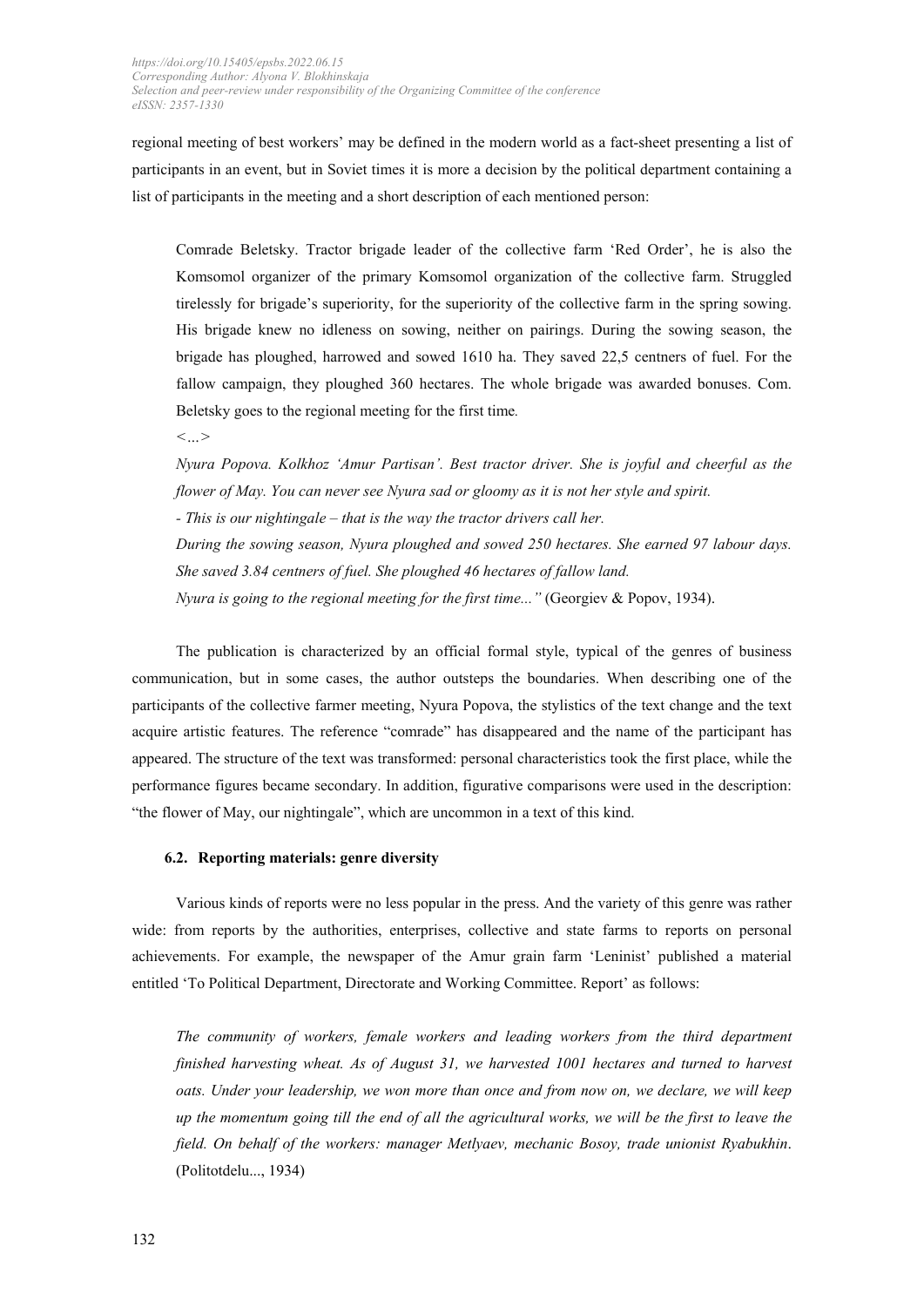regional meeting of best workers' may be defined in the modern world as a fact-sheet presenting a list of participants in an event, but in Soviet times it is more a decision by the political department containing a list of participants in the meeting and a short description of each mentioned person:

> Comrade Beletsky. Tractor brigade leader of the collective farm 'Red Order', he is also the Komsomol organizer of the primary Komsomol organization of the collective farm. Struggled tirelessly for brigade's superiority, for the superiority of the collective farm in the spring sowing. His brigade knew no idleness on sowing, neither on pairings. During the sowing season, the brigade has ploughed, harrowed and sowed 1610 ha. They saved 22,5 centners of fuel. For the fallow campaign, they ploughed 360 hectares. The whole brigade was awarded bonuses. Com. Beletsky goes to the regional meeting for the first time.
>
> <...>
>
> *Nyura Popova. Kolkhoz 'Amur Partisan'. Best tractor driver. She is joyful and cheerful as the flower of May. You can never see Nyura sad or gloomy as it is not her style and spirit.*
>
> *- This is our nightingale – that is the way the tractor drivers call her.*
>
> *During the sowing season, Nyura ploughed and sowed 250 hectares. She earned 97 labour days. She saved 3.84 centners of fuel. She ploughed 46 hectares of fallow land.*
>
> *Nyura is going to the regional meeting for the first time..."* (Georgiev & Popov, 1934).

The publication is characterized by an official formal style, typical of the genres of business communication, but in some cases, the author outsteps the boundaries. When describing one of the participants of the collective farmer meeting, Nyura Popova, the stylistics of the text change and the text acquire artistic features. The reference "comrade" has disappeared and the name of the participant has appeared. The structure of the text was transformed: personal characteristics took the first place, while the performance figures became secondary. In addition, figurative comparisons were used in the description: "the flower of May, our nightingale", which are uncommon in a text of this kind.

### 6.2. Reporting materials: genre diversity

Various kinds of reports were no less popular in the press. And the variety of this genre was rather wide: from reports by the authorities, enterprises, collective and state farms to reports on personal achievements. For example, the newspaper of the Amur grain farm 'Leninist' published a material entitled 'To Political Department, Directorate and Working Committee. Report' as follows:

> *The community of workers, female workers and leading workers from the third department finished harvesting wheat. As of August 31, we harvested 1001 hectares and turned to harvest oats. Under your leadership, we won more than once and from now on, we declare, we will keep up the momentum going till the end of all the agricultural works, we will be the first to leave the field. On behalf of the workers: manager Metlyaev, mechanic Bosoy, trade unionist Ryabukhin*. (Politotdelu..., 1934)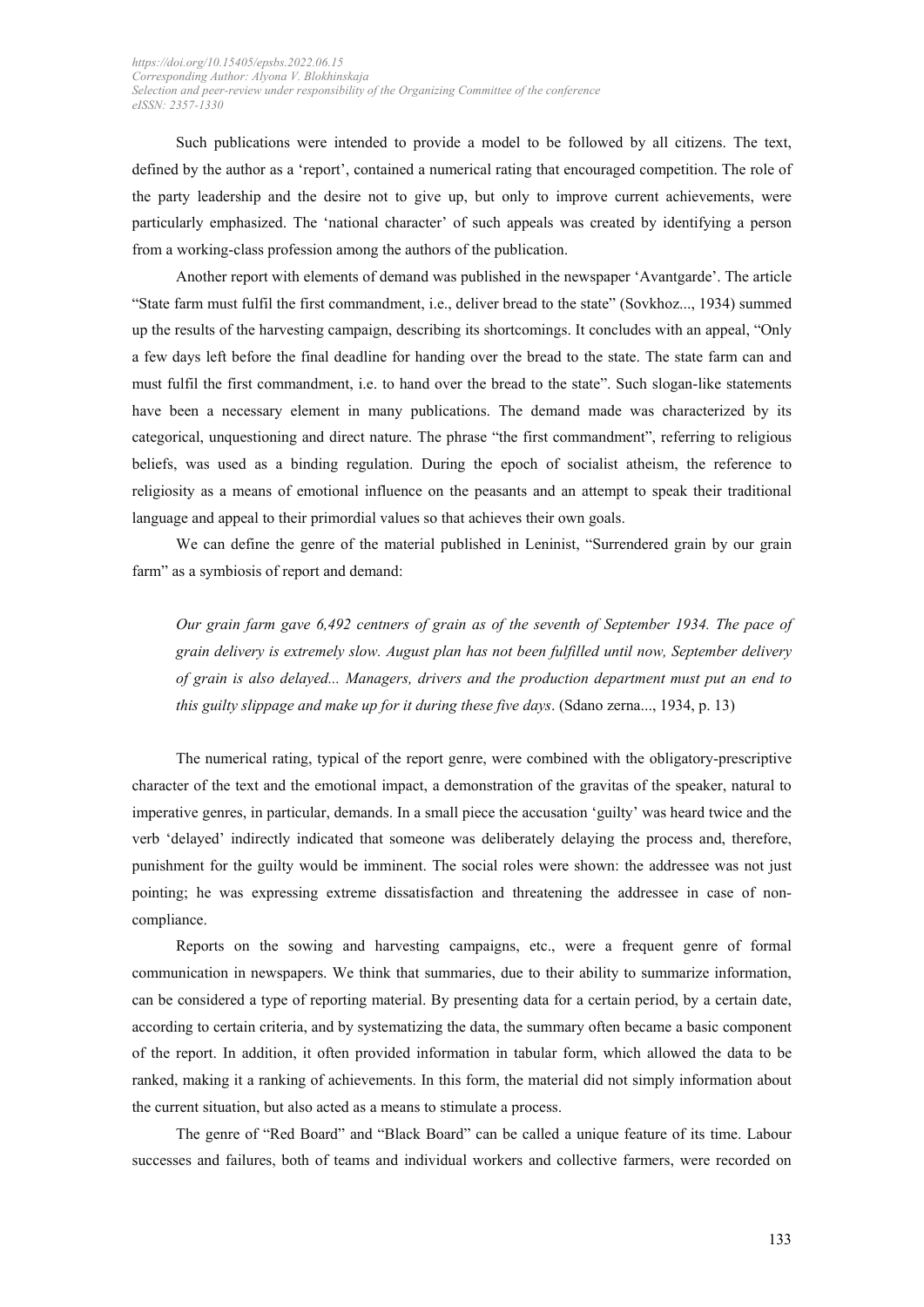Such publications were intended to provide a model to be followed by all citizens. The text, defined by the author as a 'report', contained a numerical rating that encouraged competition. The role of the party leadership and the desire not to give up, but only to improve current achievements, were particularly emphasized. The 'national character' of such appeals was created by identifying a person from a working-class profession among the authors of the publication.

Another report with elements of demand was published in the newspaper 'Avantgarde'. The article "State farm must fulfil the first commandment, i.e., deliver bread to the state" (Sovkhoz..., 1934) summed up the results of the harvesting campaign, describing its shortcomings. It concludes with an appeal, "Only a few days left before the final deadline for handing over the bread to the state. The state farm can and must fulfil the first commandment, i.e. to hand over the bread to the state". Such slogan-like statements have been a necessary element in many publications. The demand made was characterized by its categorical, unquestioning and direct nature. The phrase "the first commandment", referring to religious beliefs, was used as a binding regulation. During the epoch of socialist atheism, the reference to religiosity as a means of emotional influence on the peasants and an attempt to speak their traditional language and appeal to their primordial values so that achieves their own goals.

We can define the genre of the material published in Leninist, "Surrendered grain by our grain farm" as a symbiosis of report and demand:

> *Our grain farm gave 6,492 centners of grain as of the seventh of September 1934. The pace of grain delivery is extremely slow. August plan has not been fulfilled until now, September delivery of grain is also delayed... Managers, drivers and the production department must put an end to this guilty slippage and make up for it during these five days*. (Sdano zerna..., 1934, p. 13)

The numerical rating, typical of the report genre, were combined with the obligatory-prescriptive character of the text and the emotional impact, a demonstration of the gravitas of the speaker, natural to imperative genres, in particular, demands. In a small piece the accusation 'guilty' was heard twice and the verb 'delayed' indirectly indicated that someone was deliberately delaying the process and, therefore, punishment for the guilty would be imminent. The social roles were shown: the addressee was not just pointing; he was expressing extreme dissatisfaction and threatening the addressee in case of non-compliance.

Reports on the sowing and harvesting campaigns, etc., were a frequent genre of formal communication in newspapers. We think that summaries, due to their ability to summarize information, can be considered a type of reporting material. By presenting data for a certain period, by a certain date, according to certain criteria, and by systematizing the data, the summary often became a basic component of the report. In addition, it often provided information in tabular form, which allowed the data to be ranked, making it a ranking of achievements. In this form, the material did not simply information about the current situation, but also acted as a means to stimulate a process.

The genre of "Red Board" and "Black Board" can be called a unique feature of its time. Labour successes and failures, both of teams and individual workers and collective farmers, were recorded on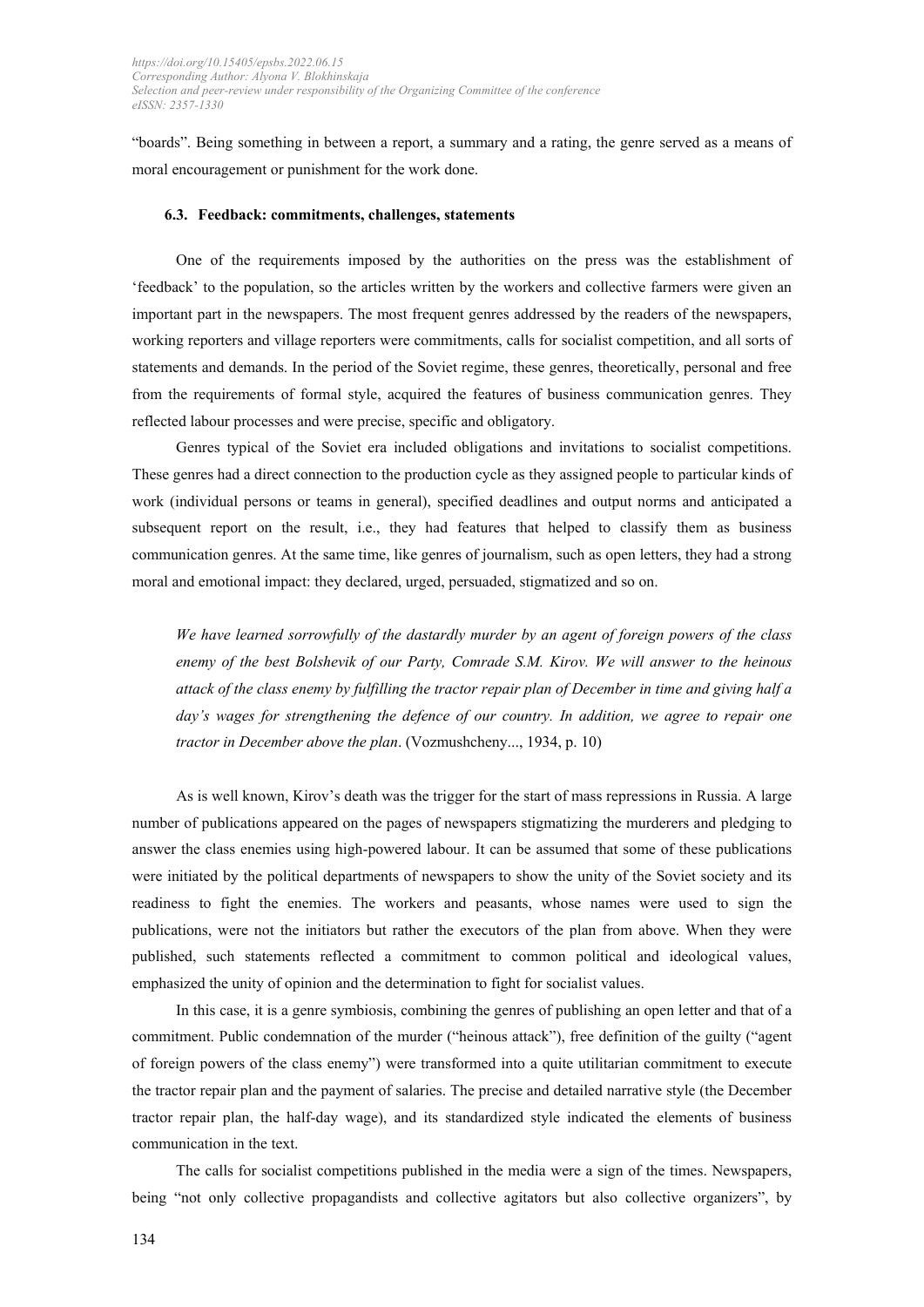"boards". Being something in between a report, a summary and a rating, the genre served as a means of moral encouragement or punishment for the work done.

### 6.3. Feedback: commitments, challenges, statements

One of the requirements imposed by the authorities on the press was the establishment of 'feedback' to the population, so the articles written by the workers and collective farmers were given an important part in the newspapers. The most frequent genres addressed by the readers of the newspapers, working reporters and village reporters were commitments, calls for socialist competition, and all sorts of statements and demands. In the period of the Soviet regime, these genres, theoretically, personal and free from the requirements of formal style, acquired the features of business communication genres. They reflected labour processes and were precise, specific and obligatory.

Genres typical of the Soviet era included obligations and invitations to socialist competitions. These genres had a direct connection to the production cycle as they assigned people to particular kinds of work (individual persons or teams in general), specified deadlines and output norms and anticipated a subsequent report on the result, i.e., they had features that helped to classify them as business communication genres. At the same time, like genres of journalism, such as open letters, they had a strong moral and emotional impact: they declared, urged, persuaded, stigmatized and so on.

> *We have learned sorrowfully of the dastardly murder by an agent of foreign powers of the class enemy of the best Bolshevik of our Party, Comrade S.M. Kirov. We will answer to the heinous attack of the class enemy by fulfilling the tractor repair plan of December in time and giving half a day's wages for strengthening the defence of our country. In addition, we agree to repair one tractor in December above the plan*. (Vozmushcheny..., 1934, p. 10)

As is well known, Kirov's death was the trigger for the start of mass repressions in Russia. A large number of publications appeared on the pages of newspapers stigmatizing the murderers and pledging to answer the class enemies using high-powered labour. It can be assumed that some of these publications were initiated by the political departments of newspapers to show the unity of the Soviet society and its readiness to fight the enemies. The workers and peasants, whose names were used to sign the publications, were not the initiators but rather the executors of the plan from above. When they were published, such statements reflected a commitment to common political and ideological values, emphasized the unity of opinion and the determination to fight for socialist values.

In this case, it is a genre symbiosis, combining the genres of publishing an open letter and that of a commitment. Public condemnation of the murder ("heinous attack"), free definition of the guilty ("agent of foreign powers of the class enemy") were transformed into a quite utilitarian commitment to execute the tractor repair plan and the payment of salaries. The precise and detailed narrative style (the December tractor repair plan, the half-day wage), and its standardized style indicated the elements of business communication in the text.

The calls for socialist competitions published in the media were a sign of the times. Newspapers, being "not only collective propagandists and collective agitators but also collective organizers", by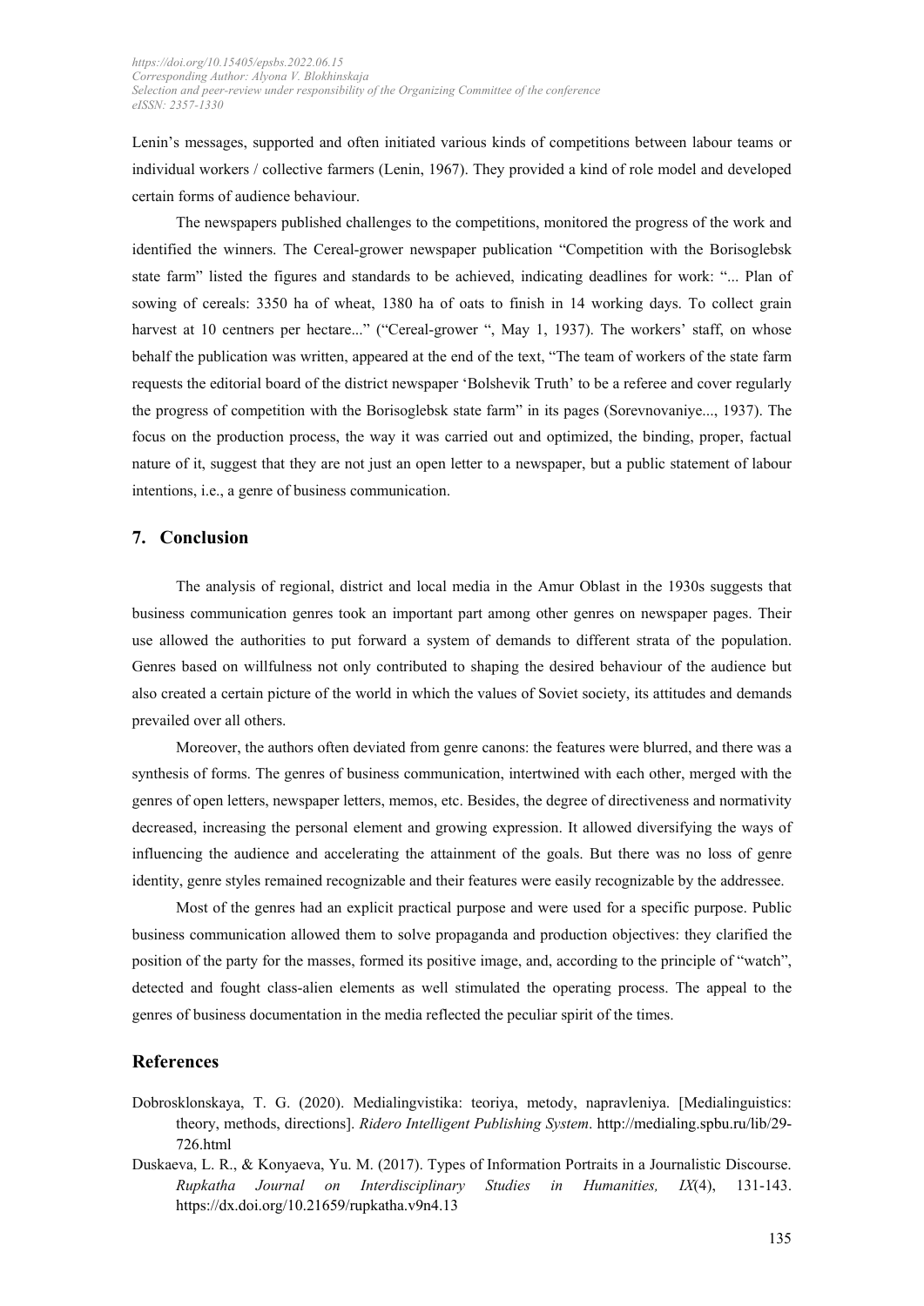Lenin's messages, supported and often initiated various kinds of competitions between labour teams or individual workers / collective farmers (Lenin, 1967). They provided a kind of role model and developed certain forms of audience behaviour.

The newspapers published challenges to the competitions, monitored the progress of the work and identified the winners. The Cereal-grower newspaper publication "Competition with the Borisoglebsk state farm" listed the figures and standards to be achieved, indicating deadlines for work: "... Plan of sowing of cereals: 3350 ha of wheat, 1380 ha of oats to finish in 14 working days. To collect grain harvest at 10 centners per hectare..." ("Cereal-grower ", May 1, 1937). The workers' staff, on whose behalf the publication was written, appeared at the end of the text, "The team of workers of the state farm requests the editorial board of the district newspaper 'Bolshevik Truth' to be a referee and cover regularly the progress of competition with the Borisoglebsk state farm" in its pages (Sorevnovaniye..., 1937). The focus on the production process, the way it was carried out and optimized, the binding, proper, factual nature of it, suggest that they are not just an open letter to a newspaper, but a public statement of labour intentions, i.e., a genre of business communication.

## 7. Conclusion

The analysis of regional, district and local media in the Amur Oblast in the 1930s suggests that business communication genres took an important part among other genres on newspaper pages. Their use allowed the authorities to put forward a system of demands to different strata of the population. Genres based on willfulness not only contributed to shaping the desired behaviour of the audience but also created a certain picture of the world in which the values of Soviet society, its attitudes and demands prevailed over all others.

Moreover, the authors often deviated from genre canons: the features were blurred, and there was a synthesis of forms. The genres of business communication, intertwined with each other, merged with the genres of open letters, newspaper letters, memos, etc. Besides, the degree of directiveness and normativity decreased, increasing the personal element and growing expression. It allowed diversifying the ways of influencing the audience and accelerating the attainment of the goals. But there was no loss of genre identity, genre styles remained recognizable and their features were easily recognizable by the addressee.

Most of the genres had an explicit practical purpose and were used for a specific purpose. Public business communication allowed them to solve propaganda and production objectives: they clarified the position of the party for the masses, formed its positive image, and, according to the principle of "watch", detected and fought class-alien elements as well stimulated the operating process. The appeal to the genres of business documentation in the media reflected the peculiar spirit of the times.

## References

Dobrosklonskaya, T. G. (2020). Medialingvistika: teoriya, metody, napravleniya. [Medialinguistics: theory, methods, directions]. *Ridero Intelligent Publishing System*. http://medialing.spbu.ru/lib/29-726.html

Duskaeva, L. R., & Konyaeva, Yu. M. (2017). Types of Information Portraits in a Journalistic Discourse. *Rupkatha Journal on Interdisciplinary Studies in Humanities, IX*(4), 131-143. https://dx.doi.org/10.21659/rupkatha.v9n4.13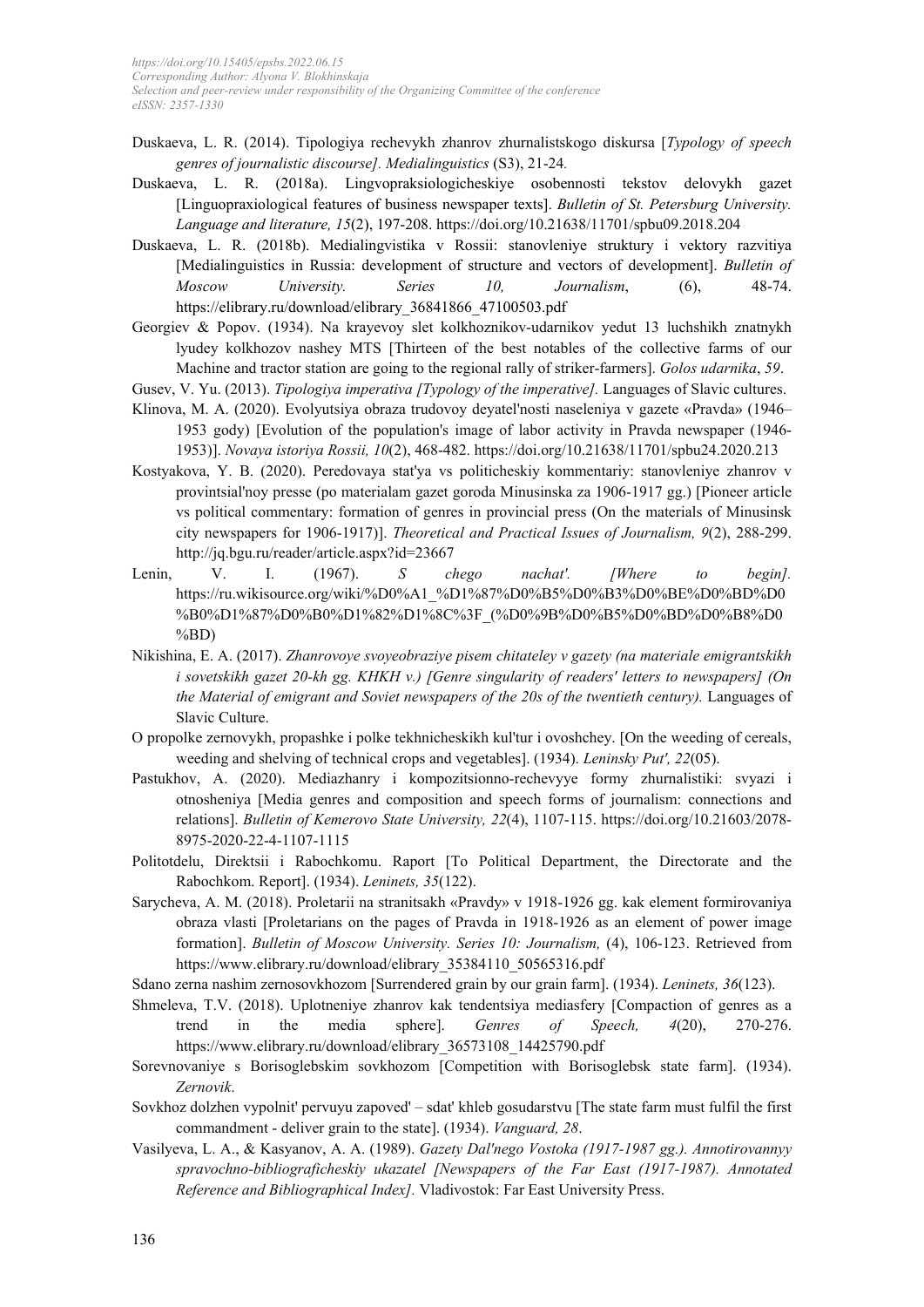Duskaeva, L. R. (2014). Tipologiya rechevykh zhanrov zhurnalistskogo diskursa [*Typology of speech genres of journalistic discourse]. Medialinguistics* (S3), 21-24*.*

Duskaeva, L. R. (2018a). Lingvopraksiologicheskiye osobennosti tekstov delovykh gazet [Linguopraxiological features of business newspaper texts]. *Bulletin of St. Petersburg University. Language and literature, 15*(2), 197-208. https://doi.org/10.21638/11701/spbu09.2018.204

Duskaeva, L. R. (2018b). Medialingvistika v Rossii: stanovleniye struktury i vektory razvitiya [Medialinguistics in Russia: development of structure and vectors of development]. *Bulletin of Moscow University. Series 10, Journalism*, (6), 48-74. https://elibrary.ru/download/elibrary_36841866_47100503.pdf

Georgiev & Popov. (1934). Na krayevoy slet kolkhoznikov-udarnikov yedut 13 luchshikh znatnykh lyudey kolkhozov nashey MTS [Thirteen of the best notables of the collective farms of our Machine and tractor station are going to the regional rally of striker-farmers]. *Golos udarnika*, *59*.

Gusev, V. Yu. (2013). *Tipologiya imperativa [Typology of the imperative].* Languages of Slavic cultures.

Klinova, M. A. (2020). Evolyutsiya obraza trudovoy deyatel'nosti naseleniya v gazete «Pravda» (1946–1953 gody) [Evolution of the population's image of labor activity in Pravda newspaper (1946-1953)]. *Novaya istoriya Rossii, 10*(2), 468-482. https://doi.org/10.21638/11701/spbu24.2020.213

Kostyakova, Y. B. (2020). Peredovaya stat'ya vs politicheskiy kommentariy: stanovleniye zhanrov v provintsial'noy presse (po materialam gazet goroda Minusinska za 1906-1917 gg.) [Pioneer article vs political commentary: formation of genres in provincial press (On the materials of Minusinsk city newspapers for 1906-1917)]. *Theoretical and Practical Issues of Journalism, 9*(2), 288-299. http://jq.bgu.ru/reader/article.aspx?id=23667

Lenin, V. I. (1967). *S chego nachat'. [Where to begin].* https://ru.wikisource.org/wiki/%D0%A1_%D1%87%D0%B5%D0%B3%D0%BE_%D0%BD%D0%B0%D1%87%D0%B0%D1%82%D1%8C%3F_(%D0%9B%D0%B5%D0%BD%D0%B8%D0%BD)

Nikishina, E. A. (2017). *Zhanrovoye svoyeobraziye pisem chitateley v gazety (na materiale emigrantskikh i sovetskikh gazet 20-kh gg. KHKH v.) [Genre singularity of readers' letters to newspapers] (On the Material of emigrant and Soviet newspapers of the 20s of the twentieth century).* Languages of Slavic Culture.

O propolke zernovykh, propashke i polke tekhnicheskikh kul'tur i ovoshchey. [On the weeding of cereals, weeding and shelving of technical crops and vegetables]. (1934). *Leninsky Put', 22*(05).

Pastukhov, A. (2020). Mediazhanry i kompozitsionno-rechevyye formy zhurnalistiki: svyazi i otnosheniya [Media genres and composition and speech forms of journalism: connections and relations]. *Bulletin of Kemerovo State University, 22*(4), 1107-115. https://doi.org/10.21603/2078-8975-2020-22-4-1107-1115

Politotdelu, Direktsii i Rabochkomu. Raport [To Political Department, the Directorate and the Rabochkom. Report]. (1934). *Leninets, 35*(122).

Sarycheva, A. M. (2018). Proletarii na stranitsakh «Pravdy» v 1918-1926 gg. kak element formirovaniya obraza vlasti [Proletarians on the pages of Pravda in 1918-1926 as an element of power image formation]. *Bulletin of Moscow University. Series 10: Journalism,* (4), 106-123. Retrieved from https://www.elibrary.ru/download/elibrary_35384110_50565316.pdf

Sdano zerna nashim zernosovkhozom [Surrendered grain by our grain farm]. (1934). *Leninets, 36*(123).

Shmeleva, T.V. (2018). Uplotneniye zhanrov kak tendentsiya mediasfery [Compaction of genres as a trend in the media sphere]. *Genres of Speech, 4*(20), 270-276. https://www.elibrary.ru/download/elibrary_36573108_14425790.pdf

Sorevnovaniye s Borisoglebskim sovkhozom [Competition with Borisoglebsk state farm]. (1934). *Zernovik*.

Sovkhoz dolzhen vypolnit' pervuyu zapoved' – sdat' khleb gosudarstvu [The state farm must fulfil the first commandment - deliver grain to the state]. (1934). *Vanguard, 28*.

Vasilyeva, L. A., & Kasyanov, A. A. (1989). *Gazety Dal'nego Vostoka (1917-1987 gg.). Annotirovannyy spravochno-bibliograficheskiy ukazatel [Newspapers of the Far East (1917-1987). Annotated Reference and Bibliographical Index].* Vladivostok: Far East University Press.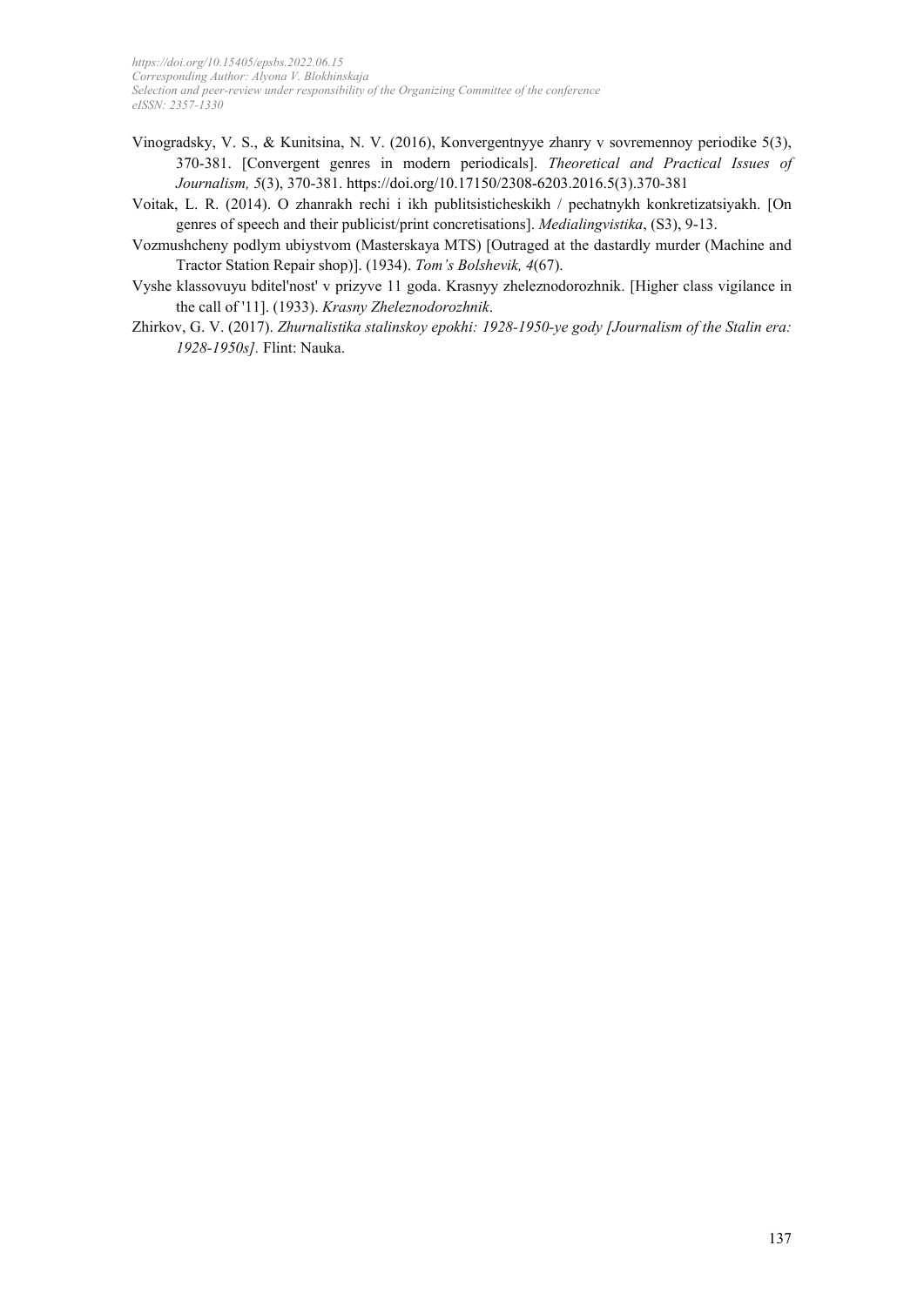Vinogradsky, V. S., & Kunitsina, N. V. (2016), Konvergentnyye zhanry v sovremennoy periodike 5(3), 370-381. [Convergent genres in modern periodicals]. *Theoretical and Practical Issues of Journalism, 5*(3), 370-381. https://doi.org/10.17150/2308-6203.2016.5(3).370-381

Voitak, L. R. (2014). O zhanrakh rechi i ikh publitsisticheskikh / pechatnykh konkretizatsiyakh. [On genres of speech and their publicist/print concretisations]. *Medialingvistika*, (S3), 9-13.

Vozmushcheny podlym ubiystvom (Masterskaya MTS) [Outraged at the dastardly murder (Machine and Tractor Station Repair shop)]. (1934). *Tom's Bolshevik, 4*(67).

Vyshe klassovuyu bditel'nost' v prizyve 11 goda. Krasnyy zheleznodorozhnik. [Higher class vigilance in the call of '11]. (1933). *Krasny Zheleznodorozhnik*.

Zhirkov, G. V. (2017). *Zhurnalistika stalinskoy epokhi: 1928-1950-ye gody [Journalism of the Stalin era: 1928-1950s].* Flint: Nauka.